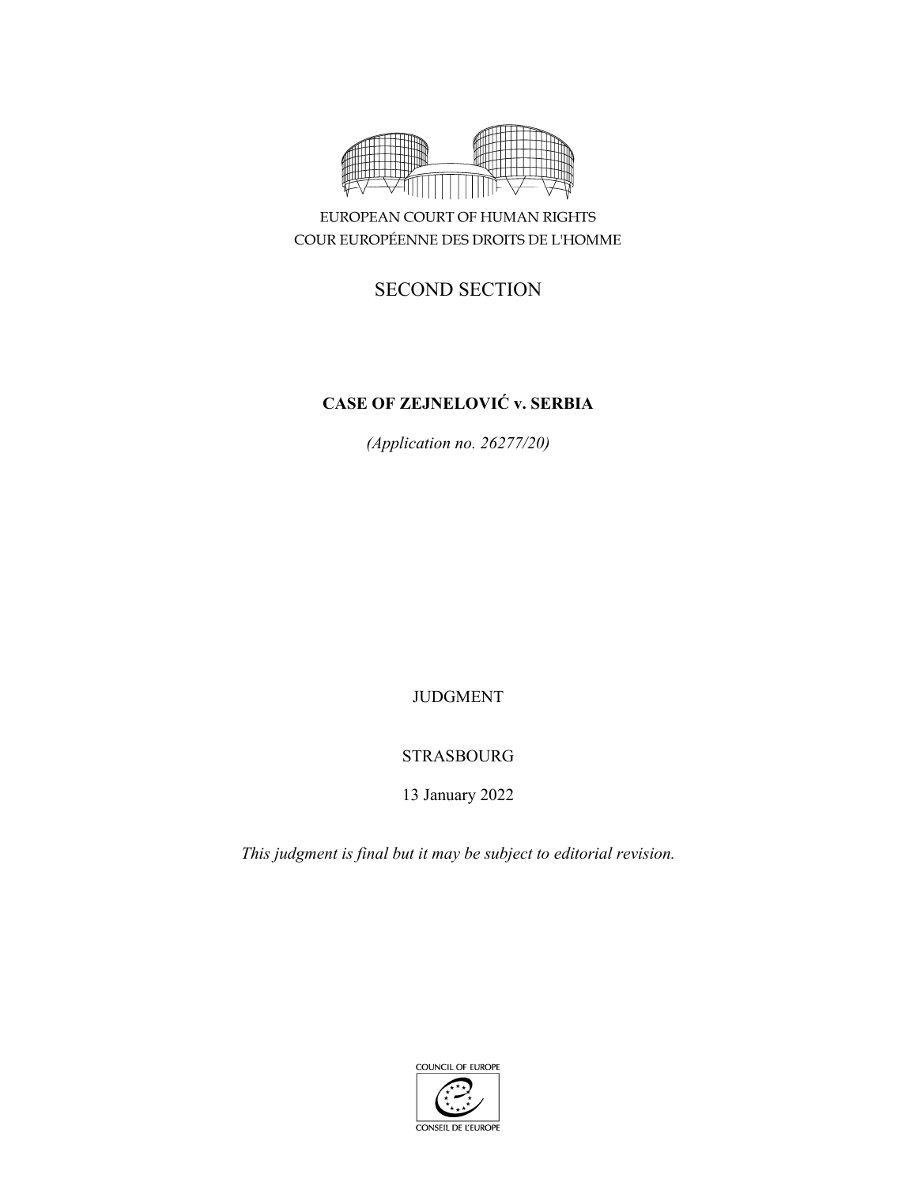EUROPEAN COURT OF HUMAN RIGHTS
COUR EUROPÉENNE DES DROITS DE L'HOMME

SECOND SECTION

**CASE OF ZEJNELOVIĆ v. SERBIA**

*(Application no. 26277/20)*

JUDGMENT

STRASBOURG

13 January 2022

*This judgment is final but it may be subject to editorial revision.*

COUNCIL OF EUROPE
CONSEIL DE L'EUROPE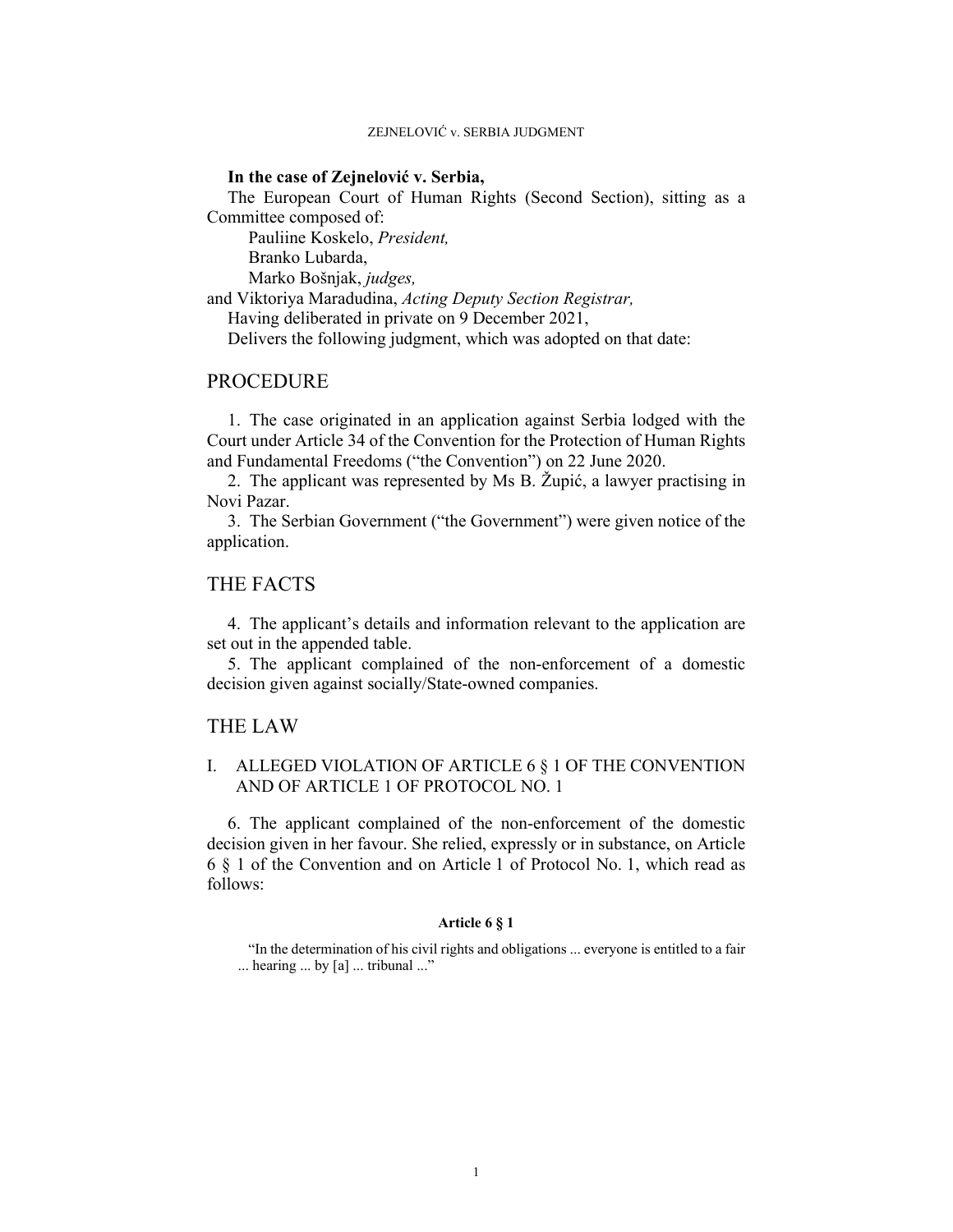**In the case of Zejnelović v. Serbia,**

The European Court of Human Rights (Second Section), sitting as a Committee composed of:

Pauliine Koskelo, *President,*
Branko Lubarda,
Marko Bošnjak, *judges,*

and Viktoriya Maradudina, *Acting Deputy Section Registrar,*

Having deliberated in private on 9 December 2021,

Delivers the following judgment, which was adopted on that date:

# PROCEDURE

1. The case originated in an application against Serbia lodged with the Court under Article 34 of the Convention for the Protection of Human Rights and Fundamental Freedoms ("the Convention") on 22 June 2020.

2. The applicant was represented by Ms B. Župić, a lawyer practising in Novi Pazar.

3. The Serbian Government ("the Government") were given notice of the application.

# THE FACTS

4. The applicant's details and information relevant to the application are set out in the appended table.

5. The applicant complained of the non-enforcement of a domestic decision given against socially/State-owned companies.

# THE LAW

## I. ALLEGED VIOLATION OF ARTICLE 6 § 1 OF THE CONVENTION AND OF ARTICLE 1 OF PROTOCOL NO. 1

6. The applicant complained of the non-enforcement of the domestic decision given in her favour. She relied, expressly or in substance, on Article 6 § 1 of the Convention and on Article 1 of Protocol No. 1, which read as follows:

**Article 6 § 1**

"In the determination of his civil rights and obligations ... everyone is entitled to a fair ... hearing ... by [a] ... tribunal ..."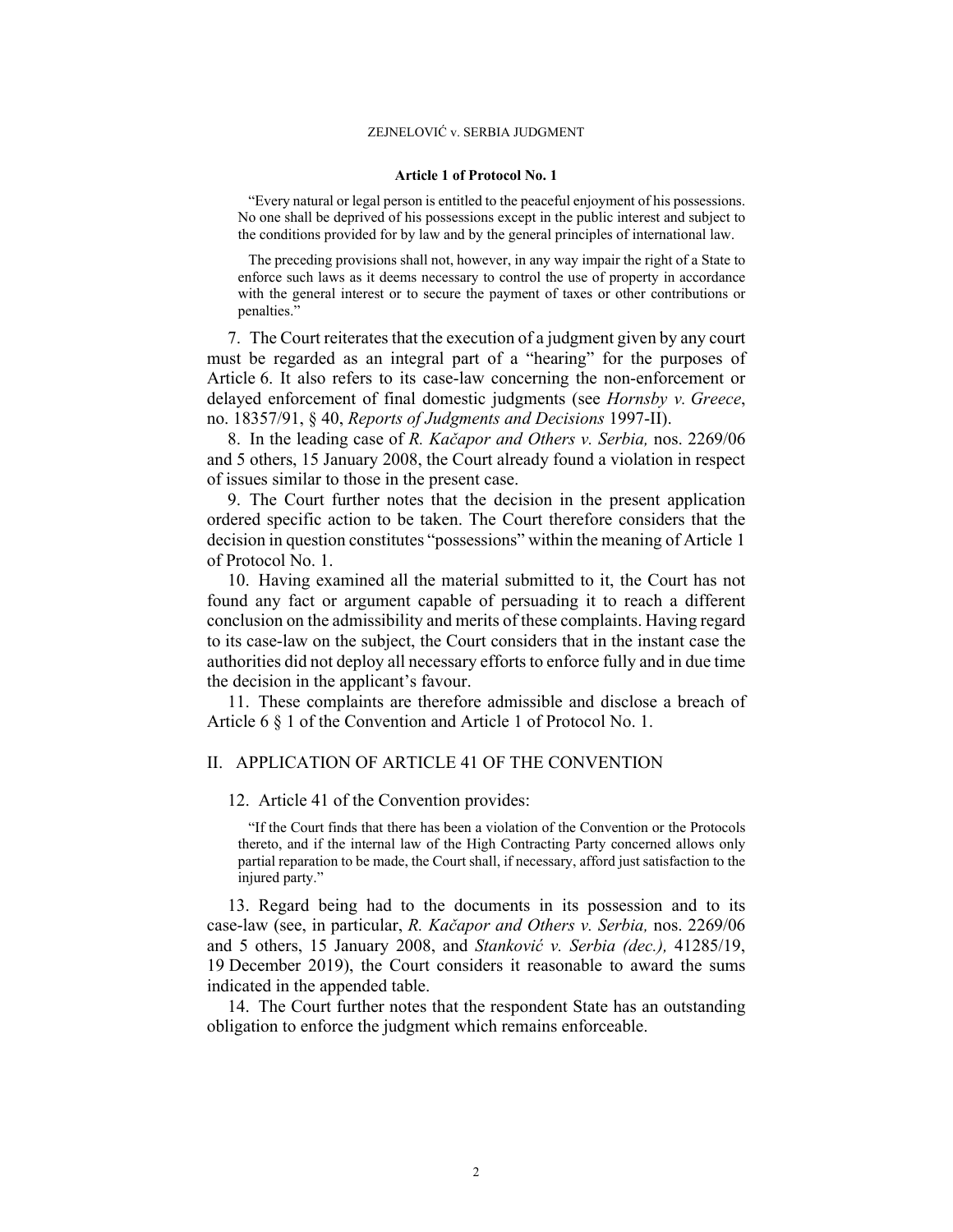**Article 1 of Protocol No. 1**

> "Every natural or legal person is entitled to the peaceful enjoyment of his possessions. No one shall be deprived of his possessions except in the public interest and subject to the conditions provided for by law and by the general principles of international law.
>
> The preceding provisions shall not, however, in any way impair the right of a State to enforce such laws as it deems necessary to control the use of property in accordance with the general interest or to secure the payment of taxes or other contributions or penalties."

7. The Court reiterates that the execution of a judgment given by any court must be regarded as an integral part of a "hearing" for the purposes of Article 6. It also refers to its case-law concerning the non-enforcement or delayed enforcement of final domestic judgments (see *Hornsby v. Greece*, no. 18357/91, § 40, *Reports of Judgments and Decisions* 1997-II).

8. In the leading case of *R. Kačapor and Others v. Serbia,* nos. 2269/06 and 5 others, 15 January 2008, the Court already found a violation in respect of issues similar to those in the present case.

9. The Court further notes that the decision in the present application ordered specific action to be taken. The Court therefore considers that the decision in question constitutes "possessions" within the meaning of Article 1 of Protocol No. 1.

10. Having examined all the material submitted to it, the Court has not found any fact or argument capable of persuading it to reach a different conclusion on the admissibility and merits of these complaints. Having regard to its case-law on the subject, the Court considers that in the instant case the authorities did not deploy all necessary efforts to enforce fully and in due time the decision in the applicant's favour.

11. These complaints are therefore admissible and disclose a breach of Article 6 § 1 of the Convention and Article 1 of Protocol No. 1.

## II. APPLICATION OF ARTICLE 41 OF THE CONVENTION

12. Article 41 of the Convention provides:

> "If the Court finds that there has been a violation of the Convention or the Protocols thereto, and if the internal law of the High Contracting Party concerned allows only partial reparation to be made, the Court shall, if necessary, afford just satisfaction to the injured party."

13. Regard being had to the documents in its possession and to its case-law (see, in particular, *R. Kačapor and Others v. Serbia,* nos. 2269/06 and 5 others, 15 January 2008, and *Stanković v. Serbia (dec.),* 41285/19, 19 December 2019), the Court considers it reasonable to award the sums indicated in the appended table.

14. The Court further notes that the respondent State has an outstanding obligation to enforce the judgment which remains enforceable.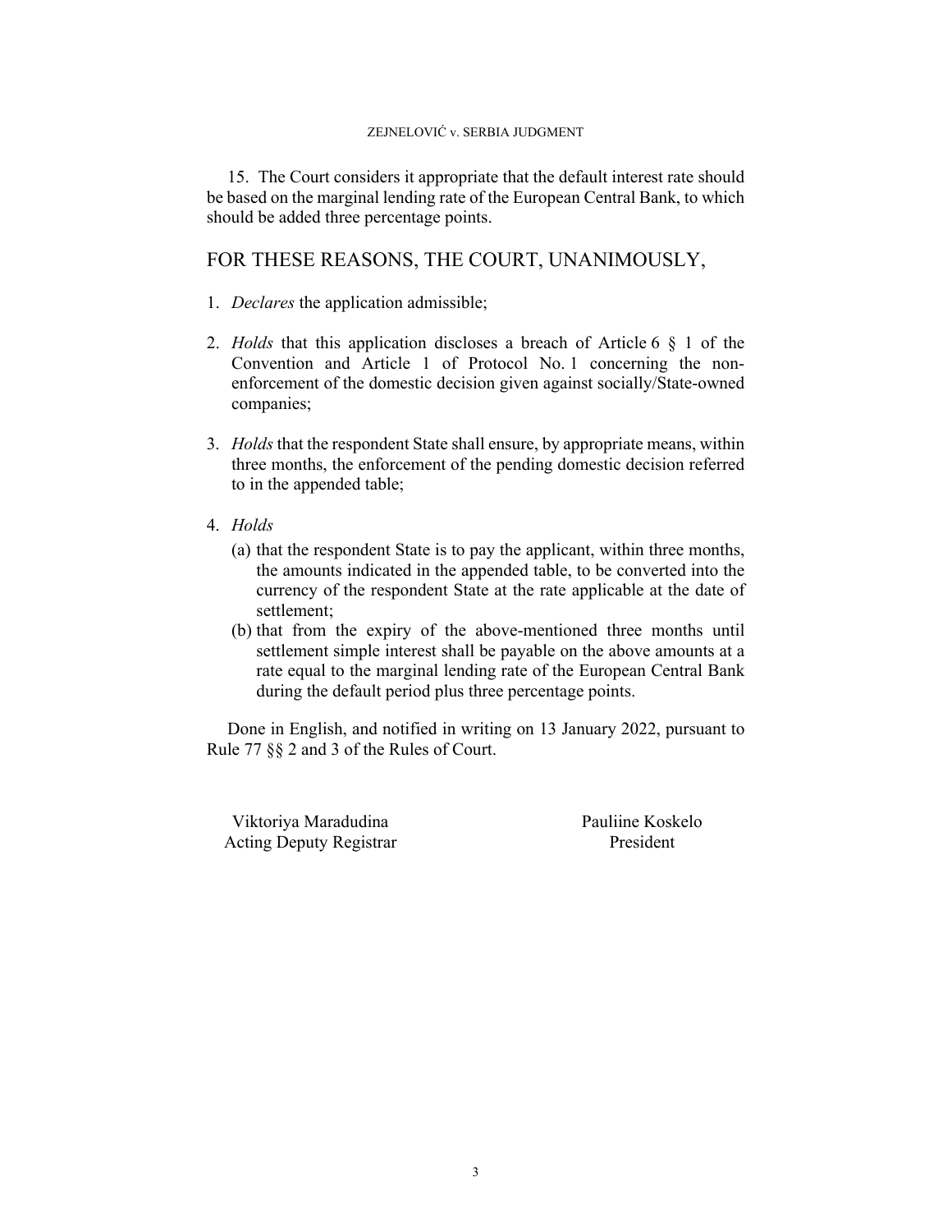15. The Court considers it appropriate that the default interest rate should be based on the marginal lending rate of the European Central Bank, to which should be added three percentage points.

## FOR THESE REASONS, THE COURT, UNANIMOUSLY,

1. *Declares* the application admissible;

2. *Holds* that this application discloses a breach of Article 6 § 1 of the Convention and Article 1 of Protocol No. 1 concerning the non-enforcement of the domestic decision given against socially/State-owned companies;

3. *Holds* that the respondent State shall ensure, by appropriate means, within three months, the enforcement of the pending domestic decision referred to in the appended table;

4. *Holds*
   (a) that the respondent State is to pay the applicant, within three months, the amounts indicated in the appended table, to be converted into the currency of the respondent State at the rate applicable at the date of settlement;
   (b) that from the expiry of the above-mentioned three months until settlement simple interest shall be payable on the above amounts at a rate equal to the marginal lending rate of the European Central Bank during the default period plus three percentage points.

Done in English, and notified in writing on 13 January 2022, pursuant to Rule 77 §§ 2 and 3 of the Rules of Court.

Viktoriya Maradudina
Acting Deputy Registrar

Pauliine Koskelo
President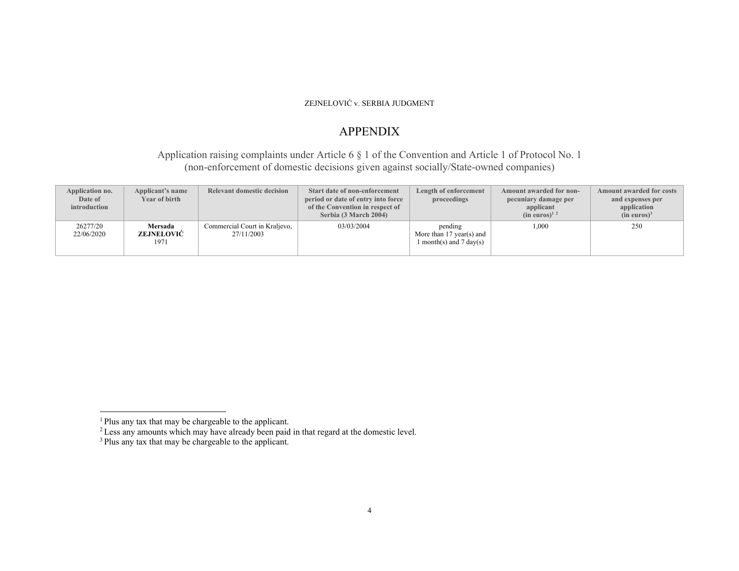# APPENDIX

Application raising complaints under Article 6 § 1 of the Convention and Article 1 of Protocol No. 1
(non-enforcement of domestic decisions given against socially/State-owned companies)

| Application no. Date of introduction | Applicant's name Year of birth | Relevant domestic decision | Start date of non-enforcement period or date of entry into force of the Convention in respect of Serbia (3 March 2004) | Length of enforcement proceedings | Amount awarded for non-pecuniary damage per applicant (in euros)[1 2] | Amount awarded for costs and expenses per application (in euros)[3] |
|---|---|---|---|---|---|---|
| 26277/20 22/06/2020 | **Mersada ZEJNELOVIĆ** 1971 | Commercial Court in Kraljevo, 27/11/2003 | 03/03/2004 | pending More than 17 year(s) and 1 month(s) and 7 day(s) | 1,000 | 250 |

[1] Plus any tax that may be chargeable to the applicant.
[2] Less any amounts which may have already been paid in that regard at the domestic level.
[3] Plus any tax that may be chargeable to the applicant.